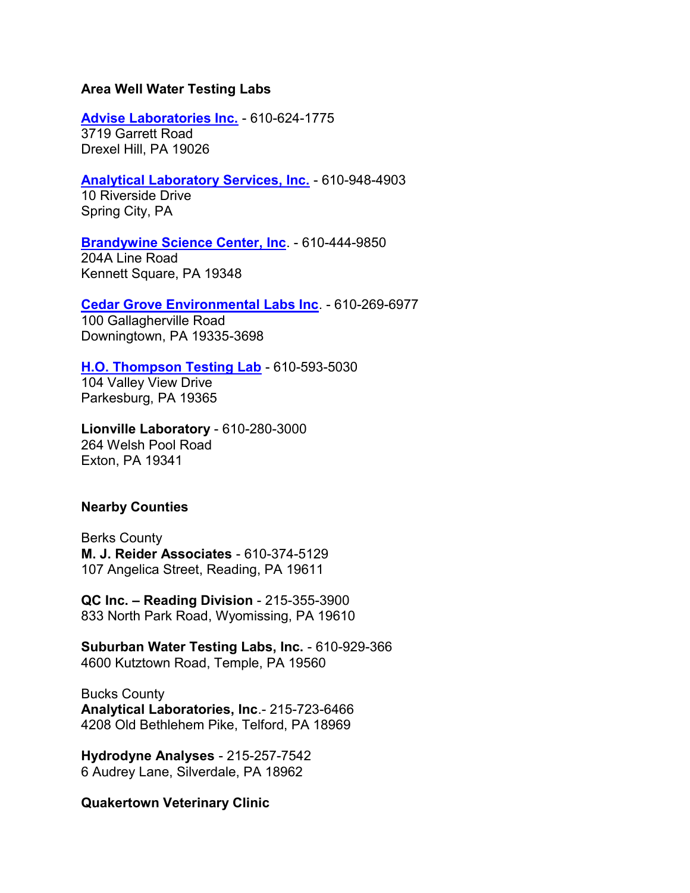**Area Well Water Testing Labs**

**Advise Laboratories Inc.** - 610-624-1775
3719 Garrett Road
Drexel Hill, PA 19026

**Analytical Laboratory Services, Inc.** - 610-948-4903
10 Riverside Drive
Spring City, PA

**Brandywine Science Center, Inc**. - 610-444-9850
204A Line Road
Kennett Square, PA 19348

**Cedar Grove Environmental Labs Inc**. - 610-269-6977
100 Gallagherville Road
Downingtown, PA 19335-3698

**H.O. Thompson Testing Lab** - 610-593-5030
104 Valley View Drive
Parkesburg, PA 19365

**Lionville Laboratory** - 610-280-3000
264 Welsh Pool Road
Exton, PA 19341

**Nearby Counties**

Berks County
**M. J. Reider Associates** - 610-374-5129
107 Angelica Street, Reading, PA 19611

**QC Inc. – Reading Division** - 215-355-3900
833 North Park Road, Wyomissing, PA 19610

**Suburban Water Testing Labs, Inc.** - 610-929-366
4600 Kutztown Road, Temple, PA 19560

Bucks County
**Analytical Laboratories, Inc**.- 215-723-6466
4208 Old Bethlehem Pike, Telford, PA 18969

**Hydrodyne Analyses** - 215-257-7542
6 Audrey Lane, Silverdale, PA 18962

**Quakertown Veterinary Clinic**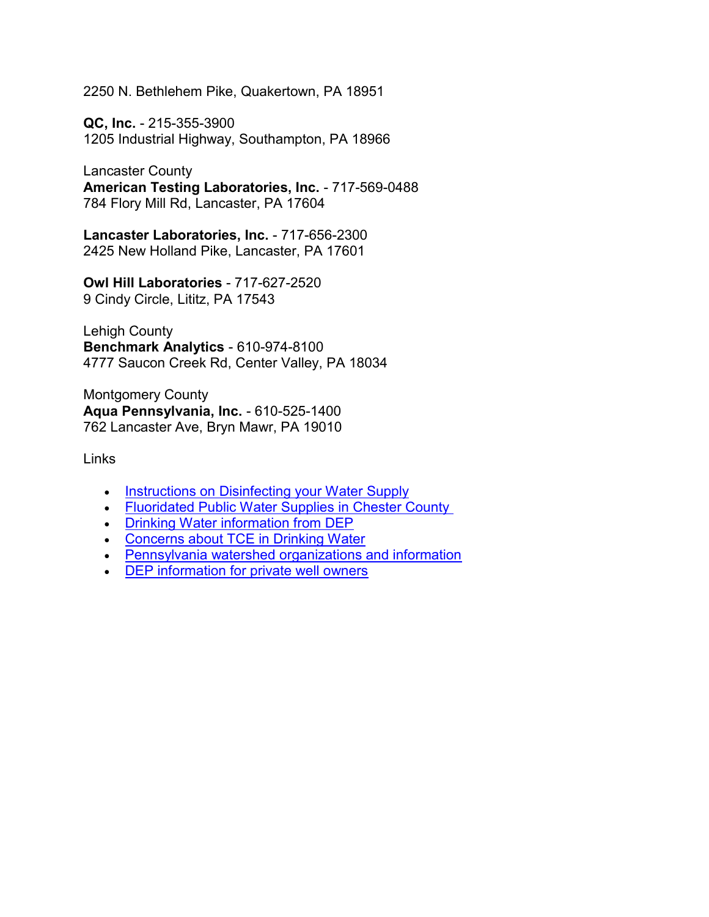2250 N. Bethlehem Pike, Quakertown, PA 18951

**QC, Inc.** - 215-355-3900
1205 Industrial Highway, Southampton, PA 18966

Lancaster County
**American Testing Laboratories, Inc.** - 717-569-0488
784 Flory Mill Rd, Lancaster, PA 17604

**Lancaster Laboratories, Inc.** - 717-656-2300
2425 New Holland Pike, Lancaster, PA 17601

**Owl Hill Laboratories** - 717-627-2520
9 Cindy Circle, Lititz, PA 17543

Lehigh County
**Benchmark Analytics** - 610-974-8100
4777 Saucon Creek Rd, Center Valley, PA 18034

Montgomery County
**Aqua Pennsylvania, Inc.** - 610-525-1400
762 Lancaster Ave, Bryn Mawr, PA 19010

Links

- Instructions on Disinfecting your Water Supply
- Fluoridated Public Water Supplies in Chester County
- Drinking Water information from DEP
- Concerns about TCE in Drinking Water
- Pennsylvania watershed organizations and information
- DEP information for private well owners